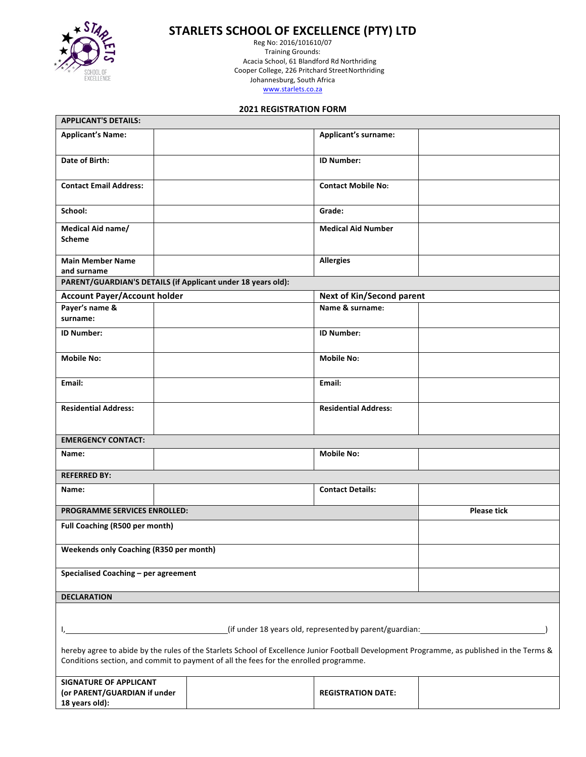# STARLETS SCHOOL OF EXCELLENCE (PTY) LTD

Reg No: 2016/101610/07
Training Grounds:
Acacia School, 61 Blandford Rd Northriding
Cooper College, 226 Pritchard Street Northriding
Johannesburg, South Africa
www.starlets.co.za

## 2021 REGISTRATION FORM

| **APPLICANT'S DETAILS:** | | | |
|---|---|---|---|
| **Applicant's Name:** | | **Applicant's surname:** | |
| **Date of Birth:** | | **ID Number:** | |
| **Contact Email Address:** | | **Contact Mobile No:** | |
| **School:** | | **Grade:** | |
| **Medical Aid name/ Scheme** | | **Medical Aid Number** | |
| **Main Member Name and surname** | | **Allergies** | |
| **PARENT/GUARDIAN'S DETAILS (if Applicant under 18 years old):** | | | |
| **Account Payer/Account holder** | | **Next of Kin/Second parent** | |
| **Payer's name & surname:** | | **Name & surname:** | |
| **ID Number:** | | **ID Number:** | |
| **Mobile No:** | | **Mobile No:** | |
| **Email:** | | **Email:** | |
| **Residential Address:** | | **Residential Address:** | |
| **EMERGENCY CONTACT:** | | | |
| **Name:** | | **Mobile No:** | |
| **REFERRED BY:** | | | |
| **Name:** | | **Contact Details:** | |

| **PROGRAMME SERVICES ENROLLED:** | **Please tick** |
|---|---|
| **Full Coaching (R500 per month)** | |
| **Weekends only Coaching (R350 per month)** | |
| **Specialised Coaching – per agreement** | |

**DECLARATION**

I,\_\_\_\_\_\_\_\_\_\_\_\_\_\_\_\_\_\_\_\_\_\_\_\_\_\_\_\_\_\_(if under 18 years old, represented by parent/guardian:\_\_\_\_\_\_\_\_\_\_\_\_\_\_\_\_\_\_\_\_\_\_\_\_\_\_)

hereby agree to abide by the rules of the Starlets School of Excellence Junior Football Development Programme, as published in the Terms & Conditions section, and commit to payment of all the fees for the enrolled programme.

| **SIGNATURE OF APPLICANT (or PARENT/GUARDIAN if under 18 years old):** | | **REGISTRATION DATE:** | |
|---|---|---|---|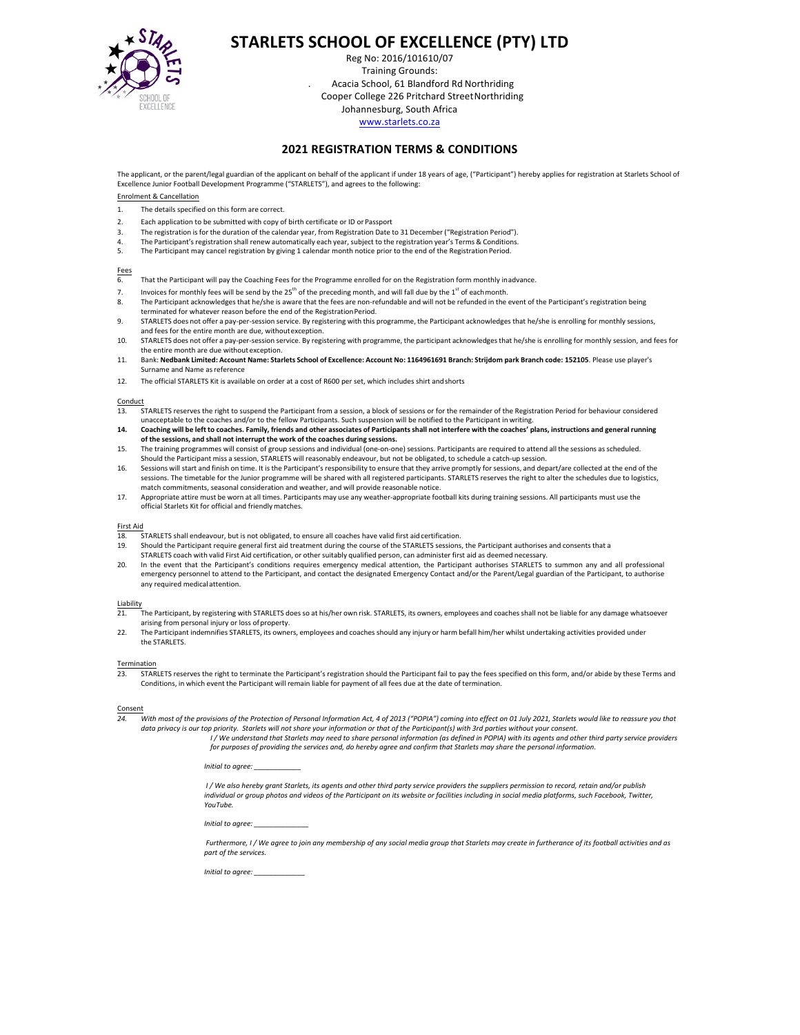# STARLETS SCHOOL OF EXCELLENCE (PTY) LTD

Reg No: 2016/101610/07
Training Grounds:
Acacia School, 61 Blandford Rd Northriding
Cooper College 226 Pritchard Street Northriding
Johannesburg, South Africa
www.starlets.co.za

## 2021 REGISTRATION TERMS & CONDITIONS

The applicant, or the parent/legal guardian of the applicant on behalf of the applicant if under 18 years of age, ("Participant") hereby applies for registration at Starlets School of Excellence Junior Football Development Programme ("STARLETS"), and agrees to the following:

Enrolment & Cancellation

1. The details specified on this form are correct.
2. Each application to be submitted with copy of birth certificate or ID or Passport
3. The registration is for the duration of the calendar year, from Registration Date to 31 December ("Registration Period").
4. The Participant's registration shall renew automatically each year, subject to the registration year's Terms & Conditions.
5. The Participant may cancel registration by giving 1 calendar month notice prior to the end of the Registration Period.

Fees

6. That the Participant will pay the Coaching Fees for the Programme enrolled for on the Registration form monthly in advance.
7. Invoices for monthly fees will be send by the 25th of the preceding month, and will fall due by the 1st of each month.
8. The Participant acknowledges that he/she is aware that the fees are non-refundable and will not be refunded in the event of the Participant's registration being terminated for whatever reason before the end of the Registration Period.
9. STARLETS does not offer a pay-per-session service. By registering with this programme, the Participant acknowledges that he/she is enrolling for monthly sessions, and fees for the entire month are due, without exception.
10. STARLETS does not offer a pay-per-session service. By registering with programme, the participant acknowledges that he/she is enrolling for monthly session, and fees for the entire month are due without exception.
11. Bank: **Nedbank Limited: Account Name: Starlets School of Excellence: Account No: 1164961691 Branch: Strijdom park Branch code: 152105**. Please use player's Surname and Name as reference
12. The official STARLETS Kit is available on order at a cost of R600 per set, which includes shirt and shorts

Conduct

13. STARLETS reserves the right to suspend the Participant from a session, a block of sessions or for the remainder of the Registration Period for behaviour considered unacceptable to the coaches and/or to the fellow Participants. Such suspension will be notified to the Participant in writing.
14. **Coaching will be left to coaches. Family, friends and other associates of Participants shall not interfere with the coaches' plans, instructions and general running of the sessions, and shall not interrupt the work of the coaches during sessions.**
15. The training programmes will consist of group sessions and individual (one-on-one) sessions. Participants are required to attend all the sessions as scheduled. Should the Participant miss a session, STARLETS will reasonably endeavour, but not be obligated, to schedule a catch-up session.
16. Sessions will start and finish on time. It is the Participant's responsibility to ensure that they arrive promptly for sessions, and depart/are collected at the end of the sessions. The timetable for the Junior programme will be shared with all registered participants. STARLETS reserves the right to alter the schedules due to logistics, match commitments, seasonal consideration and weather, and will provide reasonable notice.
17. Appropriate attire must be worn at all times. Participants may use any weather-appropriate football kits during training sessions. All participants must use the official Starlets Kit for official and friendly matches.

First Aid

18. STARLETS shall endeavour, but is not obligated, to ensure all coaches have valid first aid certification.
19. Should the Participant require general first aid treatment during the course of the STARLETS sessions, the Participant authorises and consents that a STARLETS coach with valid First Aid certification, or other suitably qualified person, can administer first aid as deemed necessary.
20. In the event that the Participant's conditions requires emergency medical attention, the Participant authorises STARLETS to summon any and all professional emergency personnel to attend to the Participant, and contact the designated Emergency Contact and/or the Parent/Legal guardian of the Participant, to authorise any required medical attention.

Liability

21. The Participant, by registering with STARLETS does so at his/her own risk. STARLETS, its owners, employees and coaches shall not be liable for any damage whatsoever arising from personal injury or loss of property.
22. The Participant indemnifies STARLETS, its owners, employees and coaches should any injury or harm befall him/her whilst undertaking activities provided under the STARLETS.

Termination

23. STARLETS reserves the right to terminate the Participant's registration should the Participant fail to pay the fees specified on this form, and/or abide by these Terms and Conditions, in which event the Participant will remain liable for payment of all fees due at the date of termination.

Consent

24. *With most of the provisions of the Protection of Personal Information Act, 4 of 2013 ("POPIA") coming into effect on 01 July 2021, Starlets would like to reassure you that data privacy is our top priority. Starlets will not share your information or that of the Participant(s) with 3rd parties without your consent.*

*I / We understand that Starlets may need to share personal information (as defined in POPIA) with its agents and other third party service providers for purposes of providing the services and, do hereby agree and confirm that Starlets may share the personal information.*

*Initial to agree: ____________*

*I / We also hereby grant Starlets, its agents and other third party service providers the suppliers permission to record, retain and/or publish individual or group photos and videos of the Participant on its website or facilities including in social media platforms, such Facebook, Twitter, YouTube.*

*Initial to agree: ______________*

*Furthermore, I / We agree to join any membership of any social media group that Starlets may create in furtherance of its football activities and as part of the services.*

*Initial to agree: _____________*